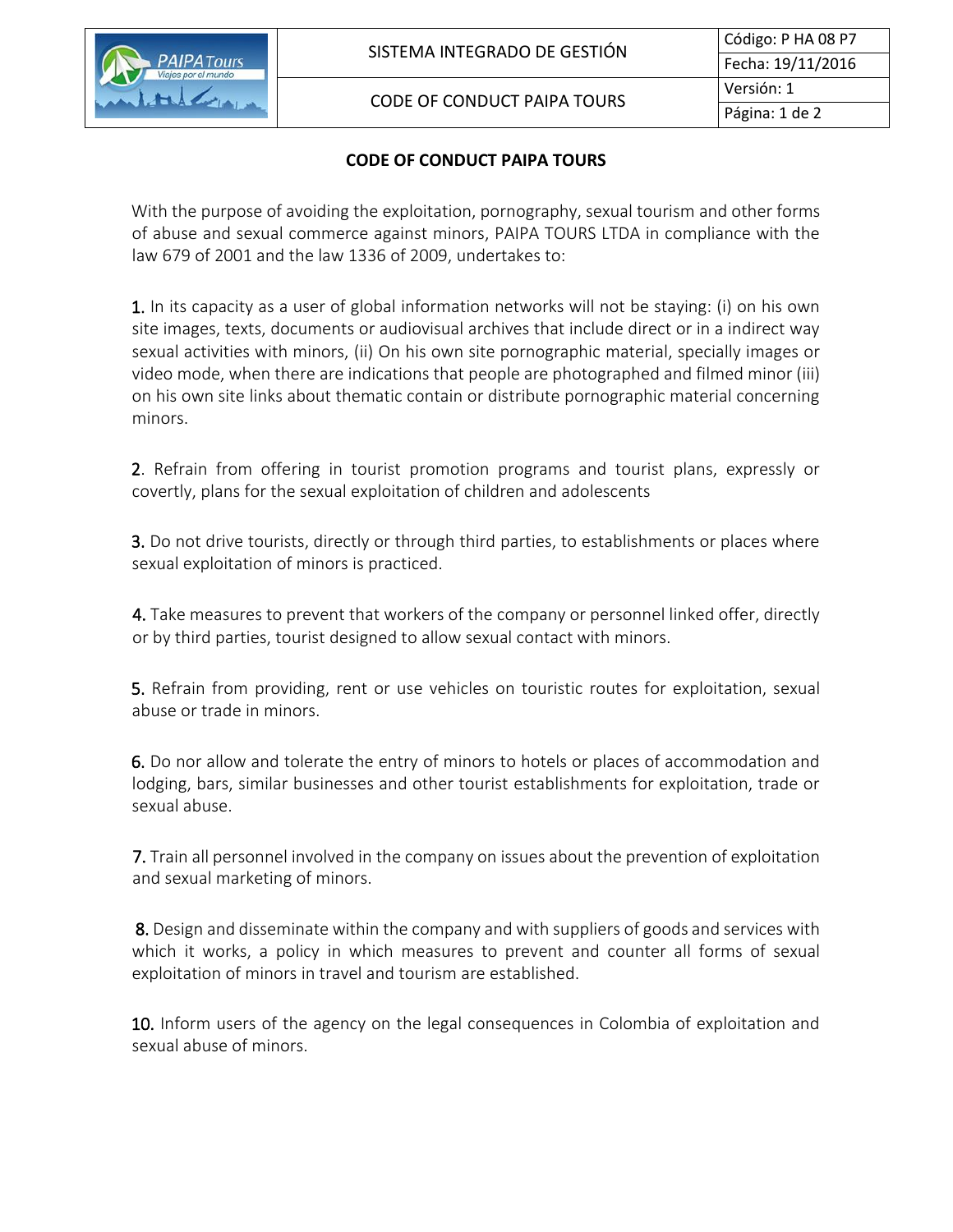| | SISTEMA INTEGRADO DE GESTIÓN | Código: P HA 08 P7 |
|---|---|---|
| | | Fecha: 19/11/2016 |
| | CODE OF CONDUCT PAIPA TOURS | Versión: 1 |

# CODE OF CONDUCT PAIPA TOURS

With the purpose of avoiding the exploitation, pornography, sexual tourism and other forms of abuse and sexual commerce against minors, PAIPA TOURS LTDA in compliance with the law 679 of 2001 and the law 1336 of 2009, undertakes to:

1. In its capacity as a user of global information networks will not be staying: (i) on his own site images, texts, documents or audiovisual archives that include direct or in a indirect way sexual activities with minors, (ii) On his own site pornographic material, specially images or video mode, when there are indications that people are photographed and filmed minor (iii) on his own site links about thematic contain or distribute pornographic material concerning minors.

2. Refrain from offering in tourist promotion programs and tourist plans, expressly or covertly, plans for the sexual exploitation of children and adolescents

3. Do not drive tourists, directly or through third parties, to establishments or places where sexual exploitation of minors is practiced.

4. Take measures to prevent that workers of the company or personnel linked offer, directly or by third parties, tourist designed to allow sexual contact with minors.

5. Refrain from providing, rent or use vehicles on touristic routes for exploitation, sexual abuse or trade in minors.

6. Do nor allow and tolerate the entry of minors to hotels or places of accommodation and lodging, bars, similar businesses and other tourist establishments for exploitation, trade or sexual abuse.

7. Train all personnel involved in the company on issues about the prevention of exploitation and sexual marketing of minors.

8. Design and disseminate within the company and with suppliers of goods and services with which it works, a policy in which measures to prevent and counter all forms of sexual exploitation of minors in travel and tourism are established.

10. Inform users of the agency on the legal consequences in Colombia of exploitation and sexual abuse of minors.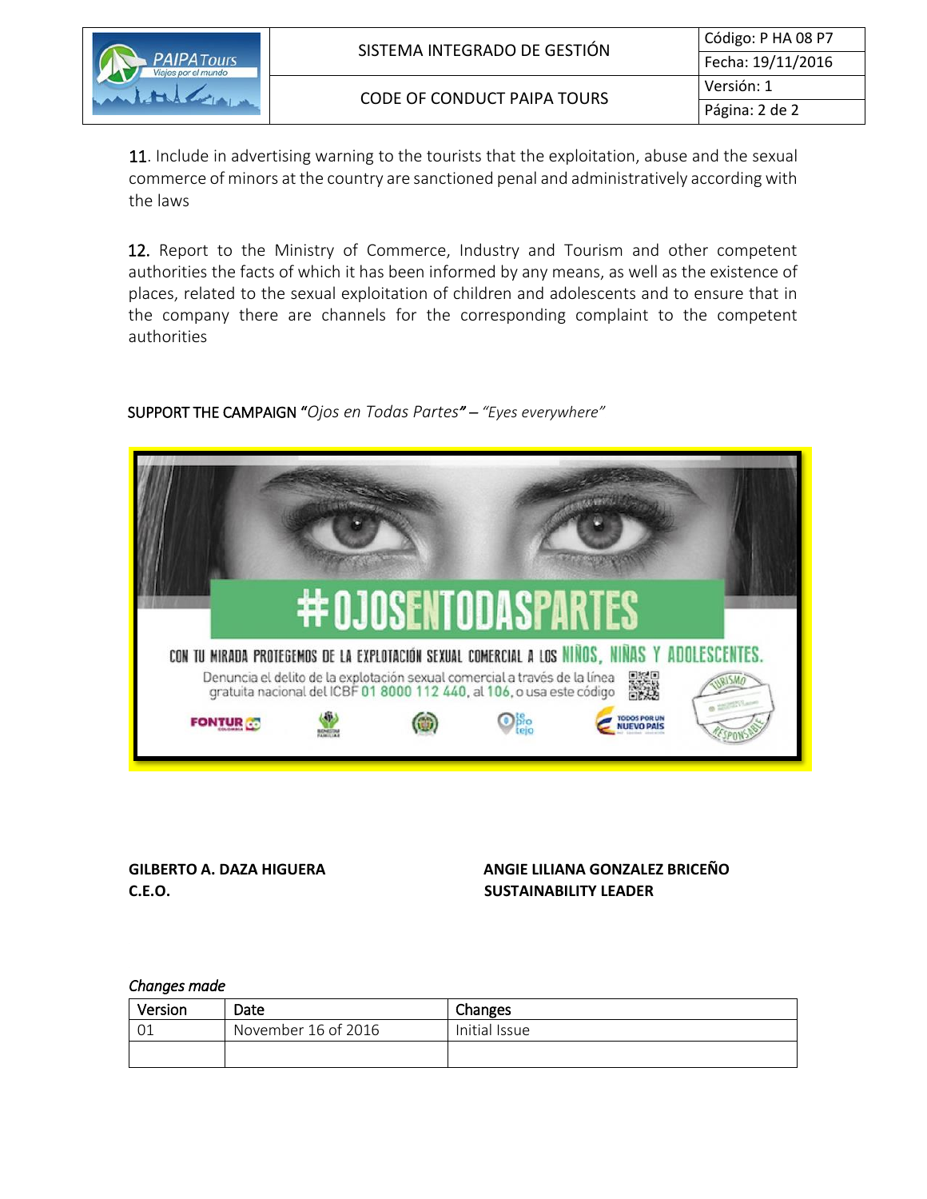11. Include in advertising warning to the tourists that the exploitation, abuse and the sexual commerce of minors at the country are sanctioned penal and administratively according with the laws

12. Report to the Ministry of Commerce, Industry and Tourism and other competent authorities the facts of which it has been informed by any means, as well as the existence of places, related to the sexual exploitation of children and adolescents and to ensure that in the company there are channels for the corresponding complaint to the competent authorities

SUPPORT THE CAMPAIGN "*Ojos en Todas Partes*" – *"Eyes everywhere"*

#OJOSENTODASPARTES

CON TU MIRADA PROTEGEMOS DE LA EXPLOTACIÓN SEXUAL COMERCIAL A LOS NIÑOS, NIÑAS Y ADOLESCENTES.

Denuncia el delito de la explotación sexual comercial a través de la línea gratuita nacional del ICBF 01 8000 112 440, al 106, o usa este código

**GILBERTO A. DAZA HIGUERA**
**C.E.O.**

**ANGIE LILIANA GONZALEZ BRICEÑO**
**SUSTAINABILITY LEADER**

*Changes made*

| Version | Date | Changes |
| --- | --- | --- |
| 01 | November 16 of 2016 | Initial Issue |
| | | |